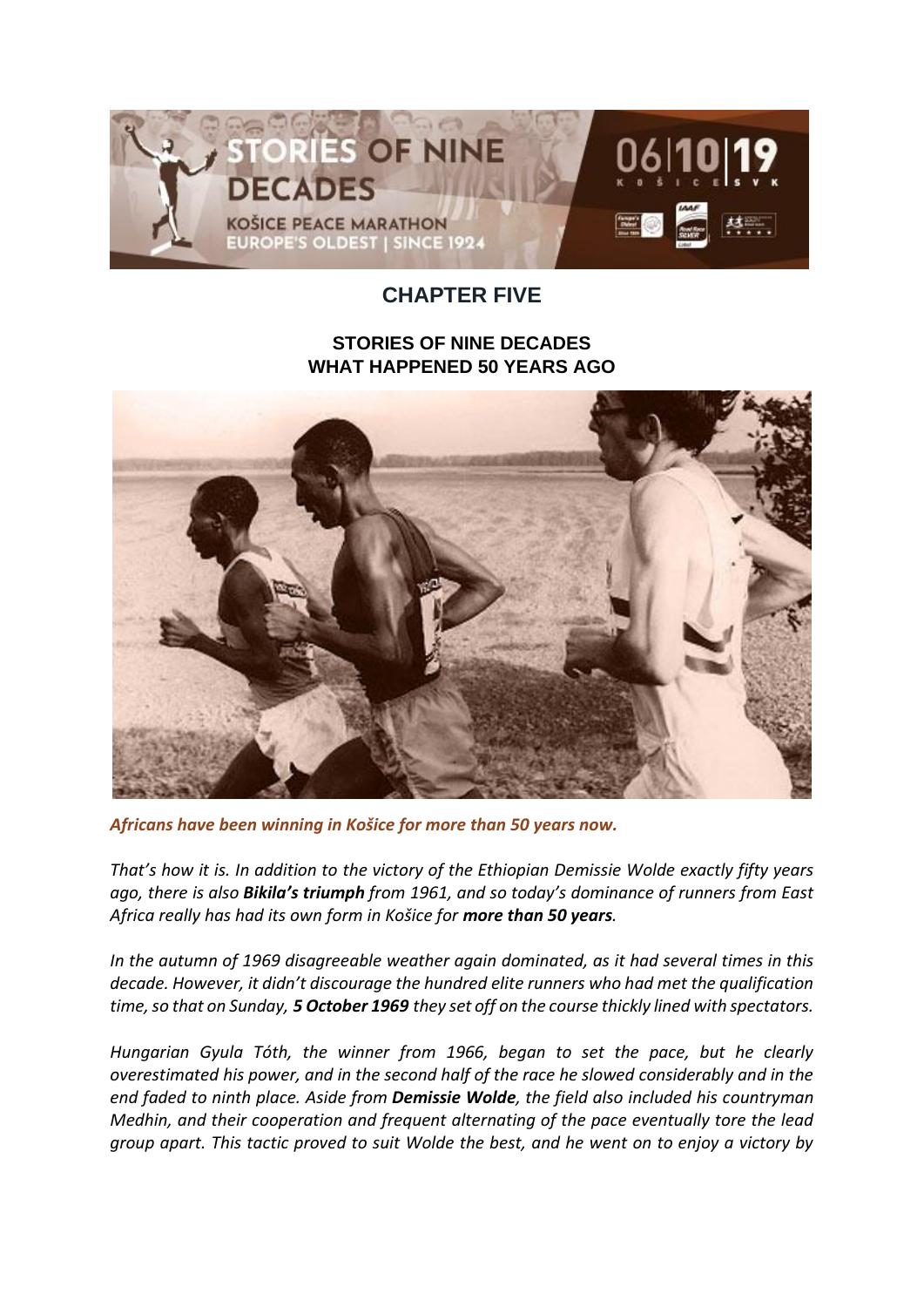# CHAPTER FIVE

## STORIES OF NINE DECADES
## WHAT HAPPENED 50 YEARS AGO

***Africans have been winning in Košice for more than 50 years now.***

*That's how it is. In addition to the victory of the Ethiopian Demissie Wolde exactly fifty years ago, there is also **Bikila's triumph** from 1961, and so today's dominance of runners from East Africa really has had its own form in Košice for **more than 50 years**.*

*In the autumn of 1969 disagreeable weather again dominated, as it had several times in this decade. However, it didn't discourage the hundred elite runners who had met the qualification time, so that on Sunday, **5 October 1969** they set off on the course thickly lined with spectators.*

*Hungarian Gyula Tóth, the winner from 1966, began to set the pace, but he clearly overestimated his power, and in the second half of the race he slowed considerably and in the end faded to ninth place. Aside from **Demissie Wolde**, the field also included his countryman Medhin, and their cooperation and frequent alternating of the pace eventually tore the lead group apart. This tactic proved to suit Wolde the best, and he went on to enjoy a victory by*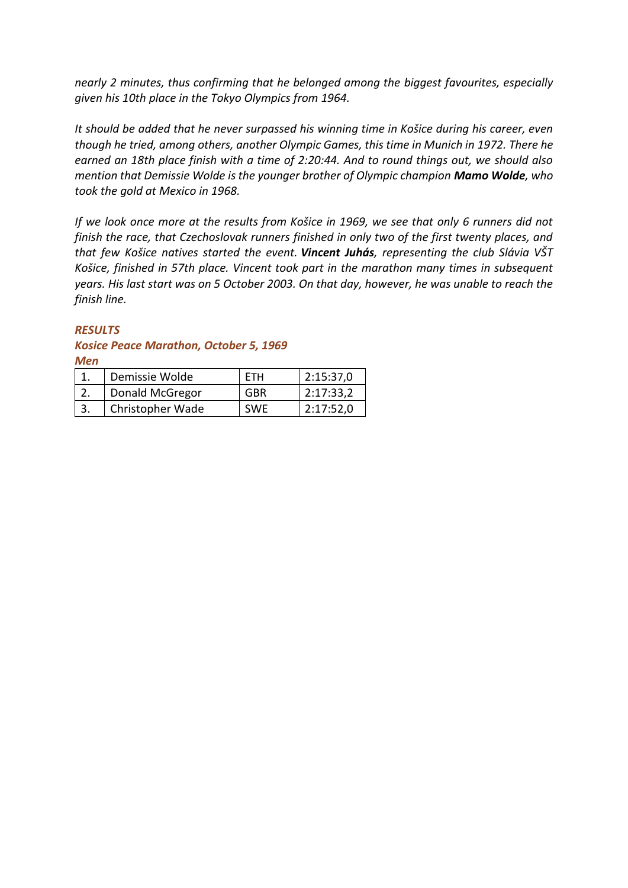*nearly 2 minutes, thus confirming that he belonged among the biggest favourites, especially given his 10th place in the Tokyo Olympics from 1964.*

*It should be added that he never surpassed his winning time in Košice during his career, even though he tried, among others, another Olympic Games, this time in Munich in 1972. There he earned an 18th place finish with a time of 2:20:44. And to round things out, we should also mention that Demissie Wolde is the younger brother of Olympic champion **Mamo Wolde**, who took the gold at Mexico in 1968.*

*If we look once more at the results from Košice in 1969, we see that only 6 runners did not finish the race, that Czechoslovak runners finished in only two of the first twenty places, and that few Košice natives started the event. **Vincent Juhás**, representing the club Slávia VŠT Košice, finished in 57th place. Vincent took part in the marathon many times in subsequent years. His last start was on 5 October 2003. On that day, however, he was unable to reach the finish line.*

***RESULTS***

***Kosice Peace Marathon, October 5, 1969***

***Men***

| | | | |
|---|---|---|---|
| 1. | Demissie Wolde | ETH | 2:15:37,0 |
| 2. | Donald McGregor | GBR | 2:17:33,2 |
| 3. | Christopher Wade | SWE | 2:17:52,0 |